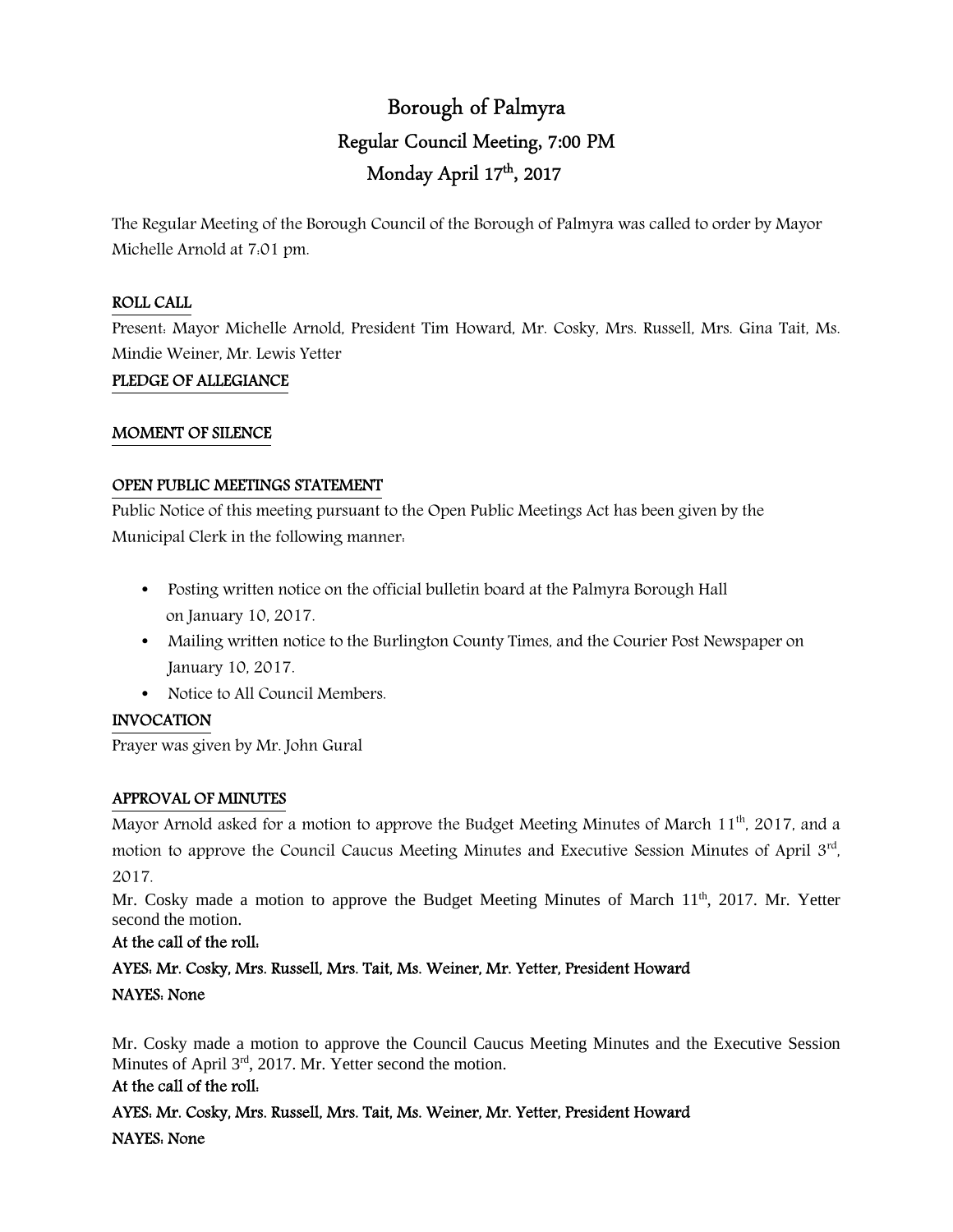# Borough of Palmyra

## Regular Council Meeting, 7:00 PM

## Monday April 17th, 2017

The Regular Meeting of the Borough Council of the Borough of Palmyra was called to order by Mayor Michelle Arnold at 7:01 pm.

**ROLL CALL**

Present: Mayor Michelle Arnold, President Tim Howard, Mr. Cosky, Mrs. Russell, Mrs. Gina Tait, Ms. Mindie Weiner, Mr. Lewis Yetter

**PLEDGE OF ALLEGIANCE**

**MOMENT OF SILENCE**

**OPEN PUBLIC MEETINGS STATEMENT**

Public Notice of this meeting pursuant to the Open Public Meetings Act has been given by the Municipal Clerk in the following manner:

- Posting written notice on the official bulletin board at the Palmyra Borough Hall on January 10, 2017.
- Mailing written notice to the Burlington County Times, and the Courier Post Newspaper on January 10, 2017.
- Notice to All Council Members.

**INVOCATION**

Prayer was given by Mr. John Gural

**APPROVAL OF MINUTES**

Mayor Arnold asked for a motion to approve the Budget Meeting Minutes of March 11th, 2017, and a motion to approve the Council Caucus Meeting Minutes and Executive Session Minutes of April 3rd, 2017.

Mr. Cosky made a motion to approve the Budget Meeting Minutes of March 11th, 2017. Mr. Yetter second the motion.

**At the call of the roll:**

**AYES: Mr. Cosky, Mrs. Russell, Mrs. Tait, Ms. Weiner, Mr. Yetter, President Howard**

**NAYES: None**

Mr. Cosky made a motion to approve the Council Caucus Meeting Minutes and the Executive Session Minutes of April 3rd, 2017. Mr. Yetter second the motion.

**At the call of the roll:**

**AYES: Mr. Cosky, Mrs. Russell, Mrs. Tait, Ms. Weiner, Mr. Yetter, President Howard**

**NAYES: None**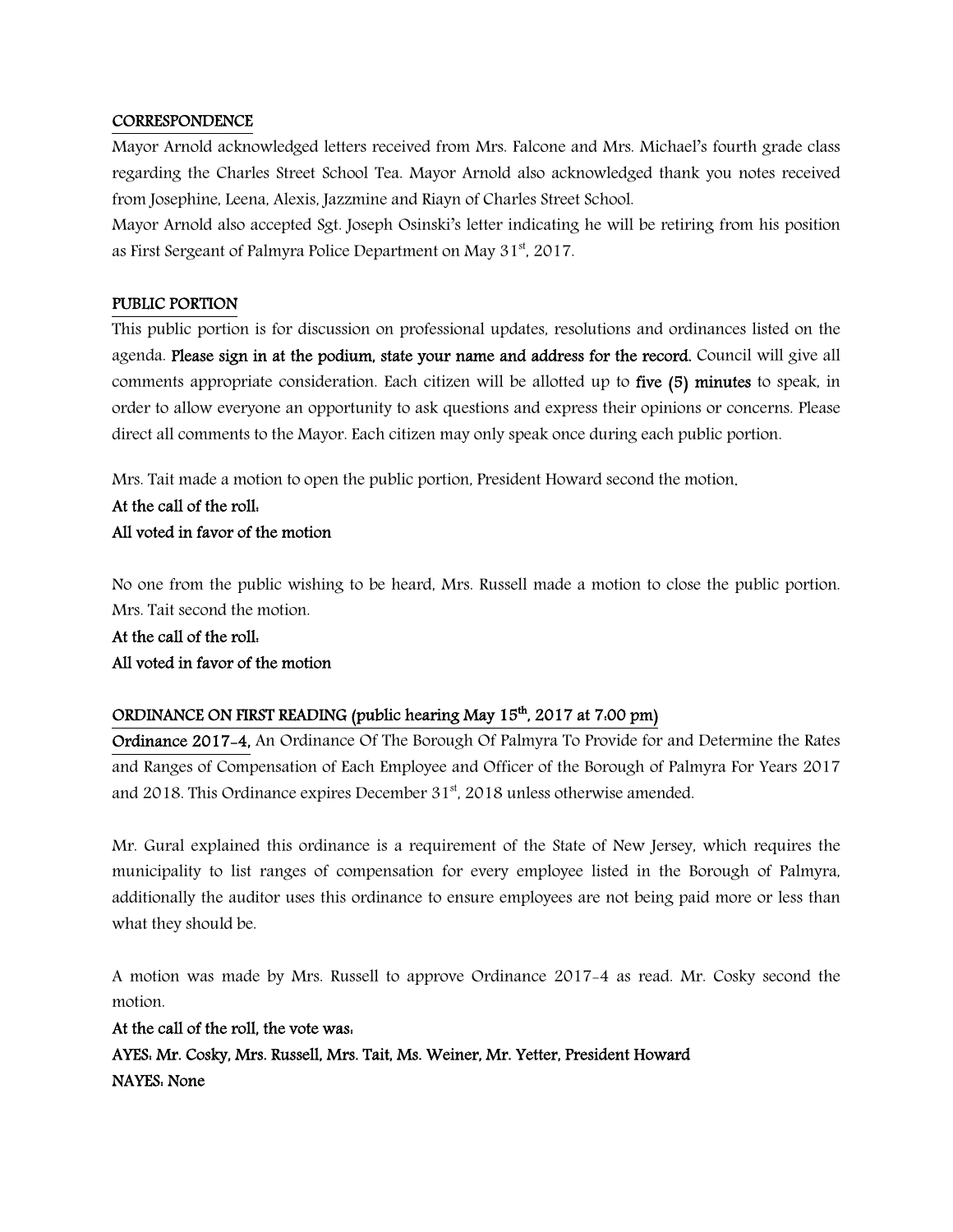## CORRESPONDENCE

Mayor Arnold acknowledged letters received from Mrs. Falcone and Mrs. Michael's fourth grade class regarding the Charles Street School Tea. Mayor Arnold also acknowledged thank you notes received from Josephine, Leena, Alexis, Jazzmine and Riayn of Charles Street School.

Mayor Arnold also accepted Sgt. Joseph Osinski's letter indicating he will be retiring from his position as First Sergeant of Palmyra Police Department on May 31st, 2017.

## PUBLIC PORTION

This public portion is for discussion on professional updates, resolutions and ordinances listed on the agenda. **Please sign in at the podium, state your name and address for the record.** Council will give all comments appropriate consideration. Each citizen will be allotted up to **five (5) minutes** to speak, in order to allow everyone an opportunity to ask questions and express their opinions or concerns. Please direct all comments to the Mayor. Each citizen may only speak once during each public portion.

Mrs. Tait made a motion to open the public portion, President Howard second the motion.

**At the call of the roll:**
**All voted in favor of the motion**

No one from the public wishing to be heard, Mrs. Russell made a motion to close the public portion. Mrs. Tait second the motion.

**At the call of the roll:**
**All voted in favor of the motion**

## ORDINANCE ON FIRST READING (public hearing May 15th, 2017 at 7:00 pm)

**Ordinance 2017-4,** An Ordinance Of The Borough Of Palmyra To Provide for and Determine the Rates and Ranges of Compensation of Each Employee and Officer of the Borough of Palmyra For Years 2017 and 2018. This Ordinance expires December 31st, 2018 unless otherwise amended.

Mr. Gural explained this ordinance is a requirement of the State of New Jersey, which requires the municipality to list ranges of compensation for every employee listed in the Borough of Palmyra, additionally the auditor uses this ordinance to ensure employees are not being paid more or less than what they should be.

A motion was made by Mrs. Russell to approve Ordinance 2017-4 as read. Mr. Cosky second the motion.

**At the call of the roll, the vote was:**
**AYES: Mr. Cosky, Mrs. Russell, Mrs. Tait, Ms. Weiner, Mr. Yetter, President Howard**
**NAYES: None**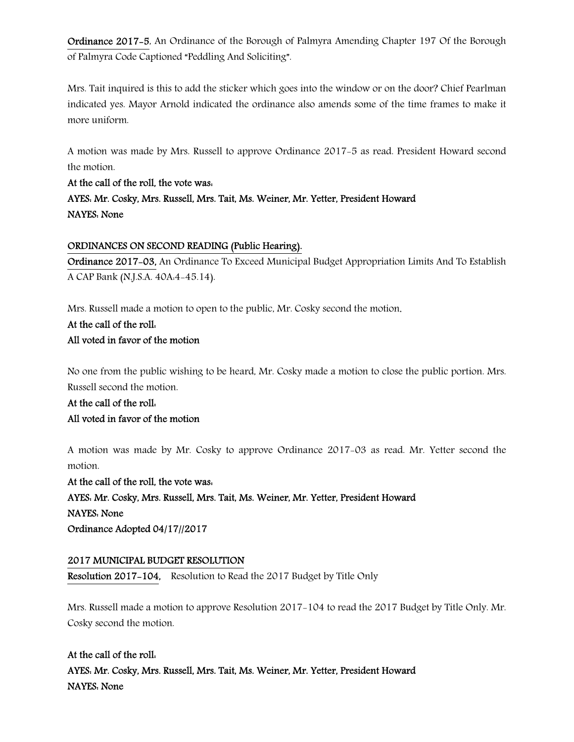**Ordinance 2017-5**, An Ordinance of the Borough of Palmyra Amending Chapter 197 Of the Borough of Palmyra Code Captioned "Peddling And Soliciting".

Mrs. Tait inquired is this to add the sticker which goes into the window or on the door? Chief Pearlman indicated yes. Mayor Arnold indicated the ordinance also amends some of the time frames to make it more uniform.

A motion was made by Mrs. Russell to approve Ordinance 2017-5 as read. President Howard second the motion.

**At the call of the roll, the vote was:**
**AYES: Mr. Cosky, Mrs. Russell, Mrs. Tait, Ms. Weiner, Mr. Yetter, President Howard**
**NAYES: None**

**ORDINANCES ON SECOND READING (Public Hearing).**

**Ordinance 2017-03,** An Ordinance To Exceed Municipal Budget Appropriation Limits And To Establish A CAP Bank (N.J.S.A. 40A:4-45.14).

Mrs. Russell made a motion to open to the public, Mr. Cosky second the motion.

**At the call of the roll:**
**All voted in favor of the motion**

No one from the public wishing to be heard, Mr. Cosky made a motion to close the public portion. Mrs. Russell second the motion.

**At the call of the roll:**
**All voted in favor of the motion**

A motion was made by Mr. Cosky to approve Ordinance 2017-03 as read. Mr. Yetter second the motion.

**At the call of the roll, the vote was:**
**AYES: Mr. Cosky, Mrs. Russell, Mrs. Tait, Ms. Weiner, Mr. Yetter, President Howard**
**NAYES: None**
**Ordinance Adopted 04/17//2017**

**2017 MUNICIPAL BUDGET RESOLUTION**

**Resolution 2017-104,** Resolution to Read the 2017 Budget by Title Only

Mrs. Russell made a motion to approve Resolution 2017-104 to read the 2017 Budget by Title Only. Mr. Cosky second the motion.

**At the call of the roll:**
**AYES: Mr. Cosky, Mrs. Russell, Mrs. Tait, Ms. Weiner, Mr. Yetter, President Howard**
**NAYES: None**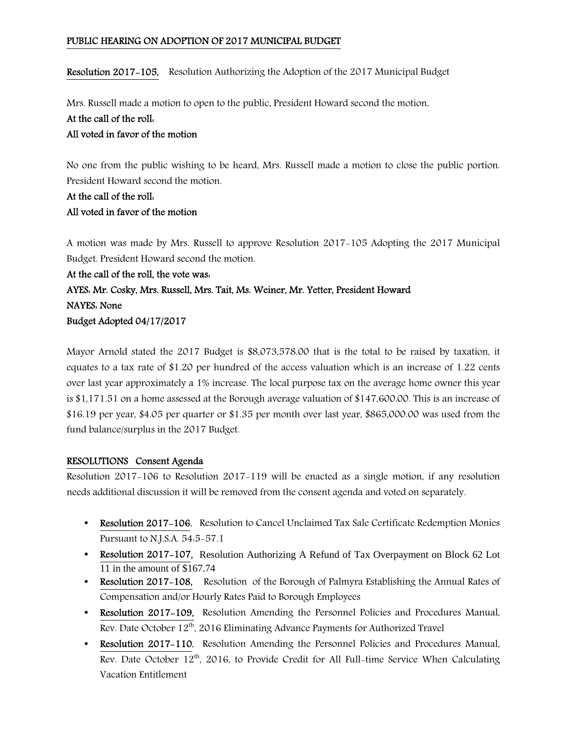## PUBLIC HEARING ON ADOPTION OF 2017 MUNICIPAL BUDGET

**Resolution 2017-105,** Resolution Authorizing the Adoption of the 2017 Municipal Budget

Mrs. Russell made a motion to open to the public, President Howard second the motion.

**At the call of the roll:**

**All voted in favor of the motion**

No one from the public wishing to be heard, Mrs. Russell made a motion to close the public portion. President Howard second the motion.

**At the call of the roll:**

**All voted in favor of the motion**

A motion was made by Mrs. Russell to approve Resolution 2017-105 Adopting the 2017 Municipal Budget. President Howard second the motion.

**At the call of the roll, the vote was:**

**AYES: Mr. Cosky, Mrs. Russell, Mrs. Tait, Ms. Weiner, Mr. Yetter, President Howard**

**NAYES: None**

**Budget Adopted 04/17/2017**

Mayor Arnold stated the 2017 Budget is $8,073,578.00 that is the total to be raised by taxation, it equates to a tax rate of $1.20 per hundred of the access valuation which is an increase of 1.22 cents over last year approximately a 1% increase. The local purpose tax on the average home owner this year is $1,171.51 on a home assessed at the Borough average valuation of $147,600.00. This is an increase of $16.19 per year, $4.05 per quarter or $1.35 per month over last year, $865,000.00 was used from the fund balance/surplus in the 2017 Budget.

## RESOLUTIONS Consent Agenda

Resolution 2017-106 to Resolution 2017-119 will be enacted as a single motion, if any resolution needs additional discussion it will be removed from the consent agenda and voted on separately.

- **Resolution 2017-106**, Resolution to Cancel Unclaimed Tax Sale Certificate Redemption Monies Pursuant to N.J.S.A. 54:5-57.1
- **Resolution 2017-107,** Resolution Authorizing A Refund of Tax Overpayment on Block 62 Lot 11 in the amount of $167.74
- **Resolution 2017-108,** Resolution of the Borough of Palmyra Establishing the Annual Rates of Compensation and/or Hourly Rates Paid to Borough Employees
- **Resolution 2017-109,** Resolution Amending the Personnel Policies and Procedures Manual, Rev. Date October 12th, 2016 Eliminating Advance Payments for Authorized Travel
- **Resolution 2017-110**, Resolution Amending the Personnel Policies and Procedures Manual, Rev. Date October 12th, 2016, to Provide Credit for All Full-time Service When Calculating Vacation Entitlement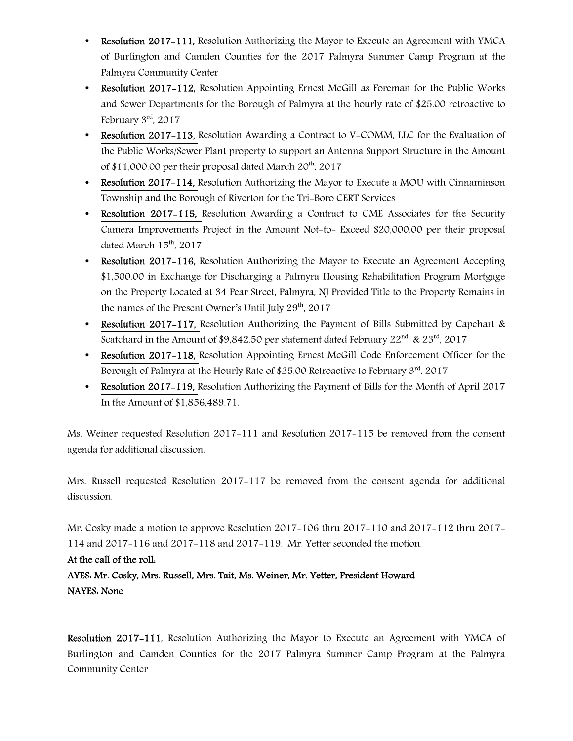- **Resolution 2017-111,** Resolution Authorizing the Mayor to Execute an Agreement with YMCA of Burlington and Camden Counties for the 2017 Palmyra Summer Camp Program at the Palmyra Community Center
- **Resolution 2017-112,** Resolution Appointing Ernest McGill as Foreman for the Public Works and Sewer Departments for the Borough of Palmyra at the hourly rate of $25.00 retroactive to February 3rd, 2017
- **Resolution 2017-113,** Resolution Awarding a Contract to V-COMM, LLC for the Evaluation of the Public Works/Sewer Plant property to support an Antenna Support Structure in the Amount of $11,000.00 per their proposal dated March 20th, 2017
- **Resolution 2017-114,** Resolution Authorizing the Mayor to Execute a MOU with Cinnaminson Township and the Borough of Riverton for the Tri-Boro CERT Services
- **Resolution 2017-115,** Resolution Awarding a Contract to CME Associates for the Security Camera Improvements Project in the Amount Not-to- Exceed $20,000.00 per their proposal dated March 15th, 2017
- **Resolution 2017-116,** Resolution Authorizing the Mayor to Execute an Agreement Accepting $1,500.00 in Exchange for Discharging a Palmyra Housing Rehabilitation Program Mortgage on the Property Located at 34 Pear Street, Palmyra, NJ Provided Title to the Property Remains in the names of the Present Owner's Until July 29th, 2017
- **Resolution 2017-117,** Resolution Authorizing the Payment of Bills Submitted by Capehart & Scatchard in the Amount of $9,842.50 per statement dated February 22nd & 23rd, 2017
- **Resolution 2017-118,** Resolution Appointing Ernest McGill Code Enforcement Officer for the Borough of Palmyra at the Hourly Rate of $25.00 Retroactive to February 3rd, 2017
- **Resolution 2017-119,** Resolution Authorizing the Payment of Bills for the Month of April 2017 In the Amount of $1,856,489.71.

Ms. Weiner requested Resolution 2017-111 and Resolution 2017-115 be removed from the consent agenda for additional discussion.

Mrs. Russell requested Resolution 2017-117 be removed from the consent agenda for additional discussion.

Mr. Cosky made a motion to approve Resolution 2017-106 thru 2017-110 and 2017-112 thru 2017-114 and 2017-116 and 2017-118 and 2017-119. Mr. Yetter seconded the motion.

**At the call of the roll:**

**AYES: Mr. Cosky, Mrs. Russell, Mrs. Tait, Ms. Weiner, Mr. Yetter, President Howard**

**NAYES: None**

**Resolution 2017-111**, Resolution Authorizing the Mayor to Execute an Agreement with YMCA of Burlington and Camden Counties for the 2017 Palmyra Summer Camp Program at the Palmyra Community Center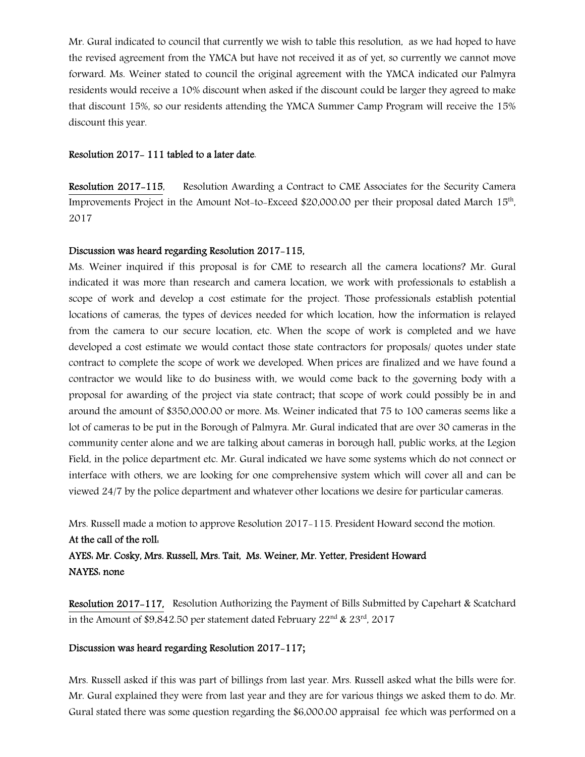Mr. Gural indicated to council that currently we wish to table this resolution, as we had hoped to have the revised agreement from the YMCA but have not received it as of yet, so currently we cannot move forward. Ms. Weiner stated to council the original agreement with the YMCA indicated our Palmyra residents would receive a 10% discount when asked if the discount could be larger they agreed to make that discount 15%, so our residents attending the YMCA Summer Camp Program will receive the 15% discount this year.

**Resolution 2017- 111 tabled to a later date.**

**Resolution 2017-115**, Resolution Awarding a Contract to CME Associates for the Security Camera Improvements Project in the Amount Not-to-Exceed $20,000.00 per their proposal dated March 15th, 2017

**Discussion was heard regarding Resolution 2017-115,**

Ms. Weiner inquired if this proposal is for CME to research all the camera locations? Mr. Gural indicated it was more than research and camera location, we work with professionals to establish a scope of work and develop a cost estimate for the project. Those professionals establish potential locations of cameras, the types of devices needed for which location, how the information is relayed from the camera to our secure location, etc. When the scope of work is completed and we have developed a cost estimate we would contact those state contractors for proposals/ quotes under state contract to complete the scope of work we developed. When prices are finalized and we have found a contractor we would like to do business with, we would come back to the governing body with a proposal for awarding of the project via state contract; that scope of work could possibly be in and around the amount of $350,000.00 or more. Ms. Weiner indicated that 75 to 100 cameras seems like a lot of cameras to be put in the Borough of Palmyra. Mr. Gural indicated that are over 30 cameras in the community center alone and we are talking about cameras in borough hall, public works, at the Legion Field, in the police department etc. Mr. Gural indicated we have some systems which do not connect or interface with others, we are looking for one comprehensive system which will cover all and can be viewed 24/7 by the police department and whatever other locations we desire for particular cameras.

Mrs. Russell made a motion to approve Resolution 2017-115. President Howard second the motion.

**At the call of the roll:**

**AYES: Mr. Cosky, Mrs. Russell, Mrs. Tait, Ms. Weiner, Mr. Yetter, President Howard**

**NAYES: none**

**Resolution 2017-117,** Resolution Authorizing the Payment of Bills Submitted by Capehart & Scatchard in the Amount of $9,842.50 per statement dated February 22nd & 23rd, 2017

**Discussion was heard regarding Resolution 2017-117;**

Mrs. Russell asked if this was part of billings from last year. Mrs. Russell asked what the bills were for. Mr. Gural explained they were from last year and they are for various things we asked them to do. Mr. Gural stated there was some question regarding the $6,000.00 appraisal fee which was performed on a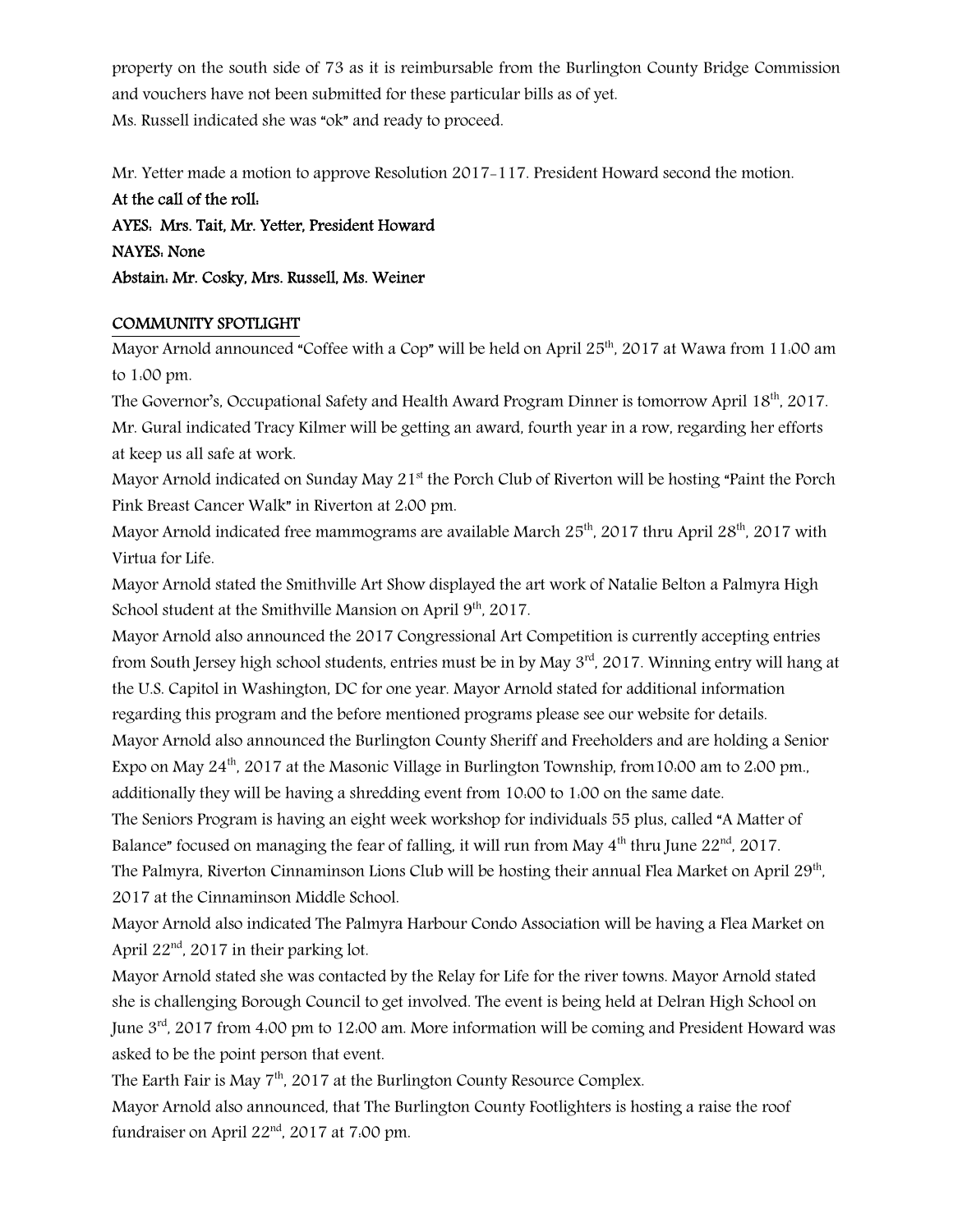property on the south side of 73 as it is reimbursable from the Burlington County Bridge Commission and vouchers have not been submitted for these particular bills as of yet.
Ms. Russell indicated she was "ok" and ready to proceed.

Mr. Yetter made a motion to approve Resolution 2017-117. President Howard second the motion.
**At the call of the roll:**
**AYES: Mrs. Tait, Mr. Yetter, President Howard**
**NAYES: None**
**Abstain: Mr. Cosky, Mrs. Russell, Ms. Weiner**

## COMMUNITY SPOTLIGHT

Mayor Arnold announced "Coffee with a Cop" will be held on April 25th, 2017 at Wawa from 11:00 am to 1:00 pm.
The Governor's, Occupational Safety and Health Award Program Dinner is tomorrow April 18th, 2017.
Mr. Gural indicated Tracy Kilmer will be getting an award, fourth year in a row, regarding her efforts at keep us all safe at work.
Mayor Arnold indicated on Sunday May 21st the Porch Club of Riverton will be hosting "Paint the Porch Pink Breast Cancer Walk" in Riverton at 2:00 pm.
Mayor Arnold indicated free mammograms are available March 25th, 2017 thru April 28th, 2017 with Virtua for Life.
Mayor Arnold stated the Smithville Art Show displayed the art work of Natalie Belton a Palmyra High School student at the Smithville Mansion on April 9th, 2017.
Mayor Arnold also announced the 2017 Congressional Art Competition is currently accepting entries from South Jersey high school students, entries must be in by May 3rd, 2017. Winning entry will hang at the U.S. Capitol in Washington, DC for one year. Mayor Arnold stated for additional information regarding this program and the before mentioned programs please see our website for details.
Mayor Arnold also announced the Burlington County Sheriff and Freeholders and are holding a Senior Expo on May 24th, 2017 at the Masonic Village in Burlington Township, from10:00 am to 2:00 pm., additionally they will be having a shredding event from 10:00 to 1:00 on the same date.
The Seniors Program is having an eight week workshop for individuals 55 plus, called "A Matter of Balance" focused on managing the fear of falling, it will run from May 4th thru June 22nd, 2017.
The Palmyra, Riverton Cinnaminson Lions Club will be hosting their annual Flea Market on April 29th, 2017 at the Cinnaminson Middle School.
Mayor Arnold also indicated The Palmyra Harbour Condo Association will be having a Flea Market on April 22nd, 2017 in their parking lot.
Mayor Arnold stated she was contacted by the Relay for Life for the river towns. Mayor Arnold stated she is challenging Borough Council to get involved. The event is being held at Delran High School on June 3rd, 2017 from 4:00 pm to 12:00 am. More information will be coming and President Howard was asked to be the point person that event.
The Earth Fair is May 7th, 2017 at the Burlington County Resource Complex.
Mayor Arnold also announced, that The Burlington County Footlighters is hosting a raise the roof fundraiser on April 22nd, 2017 at 7:00 pm.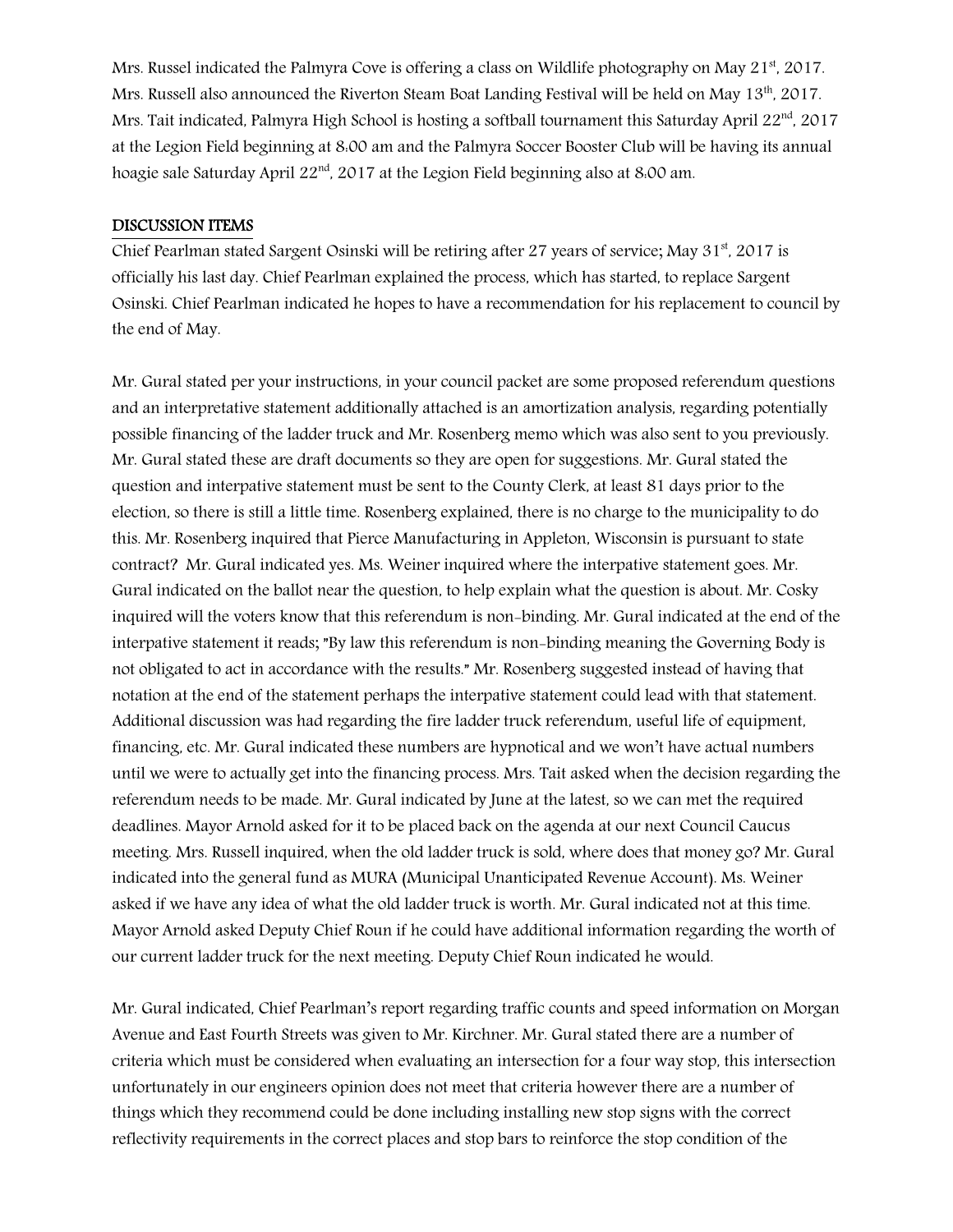Mrs. Russel indicated the Palmyra Cove is offering a class on Wildlife photography on May 21st, 2017. Mrs. Russell also announced the Riverton Steam Boat Landing Festival will be held on May 13th, 2017. Mrs. Tait indicated, Palmyra High School is hosting a softball tournament this Saturday April 22nd, 2017 at the Legion Field beginning at 8:00 am and the Palmyra Soccer Booster Club will be having its annual hoagie sale Saturday April 22nd, 2017 at the Legion Field beginning also at 8:00 am.

## DISCUSSION ITEMS

Chief Pearlman stated Sargent Osinski will be retiring after 27 years of service; May 31st, 2017 is officially his last day. Chief Pearlman explained the process, which has started, to replace Sargent Osinski. Chief Pearlman indicated he hopes to have a recommendation for his replacement to council by the end of May.

Mr. Gural stated per your instructions, in your council packet are some proposed referendum questions and an interpretative statement additionally attached is an amortization analysis, regarding potentially possible financing of the ladder truck and Mr. Rosenberg memo which was also sent to you previously. Mr. Gural stated these are draft documents so they are open for suggestions. Mr. Gural stated the question and interpative statement must be sent to the County Clerk, at least 81 days prior to the election, so there is still a little time. Rosenberg explained, there is no charge to the municipality to do this. Mr. Rosenberg inquired that Pierce Manufacturing in Appleton, Wisconsin is pursuant to state contract? Mr. Gural indicated yes. Ms. Weiner inquired where the interpative statement goes. Mr. Gural indicated on the ballot near the question, to help explain what the question is about. Mr. Cosky inquired will the voters know that this referendum is non-binding. Mr. Gural indicated at the end of the interpative statement it reads; "By law this referendum is non-binding meaning the Governing Body is not obligated to act in accordance with the results." Mr. Rosenberg suggested instead of having that notation at the end of the statement perhaps the interpative statement could lead with that statement. Additional discussion was had regarding the fire ladder truck referendum, useful life of equipment, financing, etc. Mr. Gural indicated these numbers are hypnotical and we won't have actual numbers until we were to actually get into the financing process. Mrs. Tait asked when the decision regarding the referendum needs to be made. Mr. Gural indicated by June at the latest, so we can met the required deadlines. Mayor Arnold asked for it to be placed back on the agenda at our next Council Caucus meeting. Mrs. Russell inquired, when the old ladder truck is sold, where does that money go? Mr. Gural indicated into the general fund as MURA (Municipal Unanticipated Revenue Account). Ms. Weiner asked if we have any idea of what the old ladder truck is worth. Mr. Gural indicated not at this time. Mayor Arnold asked Deputy Chief Roun if he could have additional information regarding the worth of our current ladder truck for the next meeting. Deputy Chief Roun indicated he would.

Mr. Gural indicated, Chief Pearlman's report regarding traffic counts and speed information on Morgan Avenue and East Fourth Streets was given to Mr. Kirchner. Mr. Gural stated there are a number of criteria which must be considered when evaluating an intersection for a four way stop, this intersection unfortunately in our engineers opinion does not meet that criteria however there are a number of things which they recommend could be done including installing new stop signs with the correct reflectivity requirements in the correct places and stop bars to reinforce the stop condition of the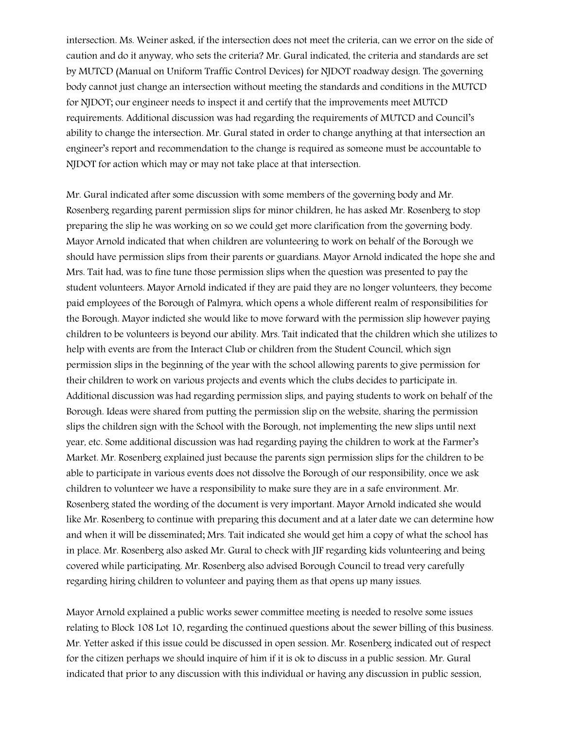intersection. Ms. Weiner asked, if the intersection does not meet the criteria, can we error on the side of caution and do it anyway, who sets the criteria? Mr. Gural indicated, the criteria and standards are set by MUTCD (Manual on Uniform Traffic Control Devices) for NJDOT roadway design. The governing body cannot just change an intersection without meeting the standards and conditions in the MUTCD for NJDOT; our engineer needs to inspect it and certify that the improvements meet MUTCD requirements. Additional discussion was had regarding the requirements of MUTCD and Council's ability to change the intersection. Mr. Gural stated in order to change anything at that intersection an engineer's report and recommendation to the change is required as someone must be accountable to NJDOT for action which may or may not take place at that intersection.

Mr. Gural indicated after some discussion with some members of the governing body and Mr. Rosenberg regarding parent permission slips for minor children, he has asked Mr. Rosenberg to stop preparing the slip he was working on so we could get more clarification from the governing body. Mayor Arnold indicated that when children are volunteering to work on behalf of the Borough we should have permission slips from their parents or guardians. Mayor Arnold indicated the hope she and Mrs. Tait had, was to fine tune those permission slips when the question was presented to pay the student volunteers. Mayor Arnold indicated if they are paid they are no longer volunteers, they become paid employees of the Borough of Palmyra, which opens a whole different realm of responsibilities for the Borough. Mayor indicted she would like to move forward with the permission slip however paying children to be volunteers is beyond our ability. Mrs. Tait indicated that the children which she utilizes to help with events are from the Interact Club or children from the Student Council, which sign permission slips in the beginning of the year with the school allowing parents to give permission for their children to work on various projects and events which the clubs decides to participate in. Additional discussion was had regarding permission slips, and paying students to work on behalf of the Borough. Ideas were shared from putting the permission slip on the website, sharing the permission slips the children sign with the School with the Borough, not implementing the new slips until next year, etc. Some additional discussion was had regarding paying the children to work at the Farmer's Market. Mr. Rosenberg explained just because the parents sign permission slips for the children to be able to participate in various events does not dissolve the Borough of our responsibility, once we ask children to volunteer we have a responsibility to make sure they are in a safe environment. Mr. Rosenberg stated the wording of the document is very important. Mayor Arnold indicated she would like Mr. Rosenberg to continue with preparing this document and at a later date we can determine how and when it will be disseminated; Mrs. Tait indicated she would get him a copy of what the school has in place. Mr. Rosenberg also asked Mr. Gural to check with JIF regarding kids volunteering and being covered while participating. Mr. Rosenberg also advised Borough Council to tread very carefully regarding hiring children to volunteer and paying them as that opens up many issues.

Mayor Arnold explained a public works sewer committee meeting is needed to resolve some issues relating to Block 108 Lot 10, regarding the continued questions about the sewer billing of this business. Mr. Yetter asked if this issue could be discussed in open session. Mr. Rosenberg indicated out of respect for the citizen perhaps we should inquire of him if it is ok to discuss in a public session. Mr. Gural indicated that prior to any discussion with this individual or having any discussion in public session,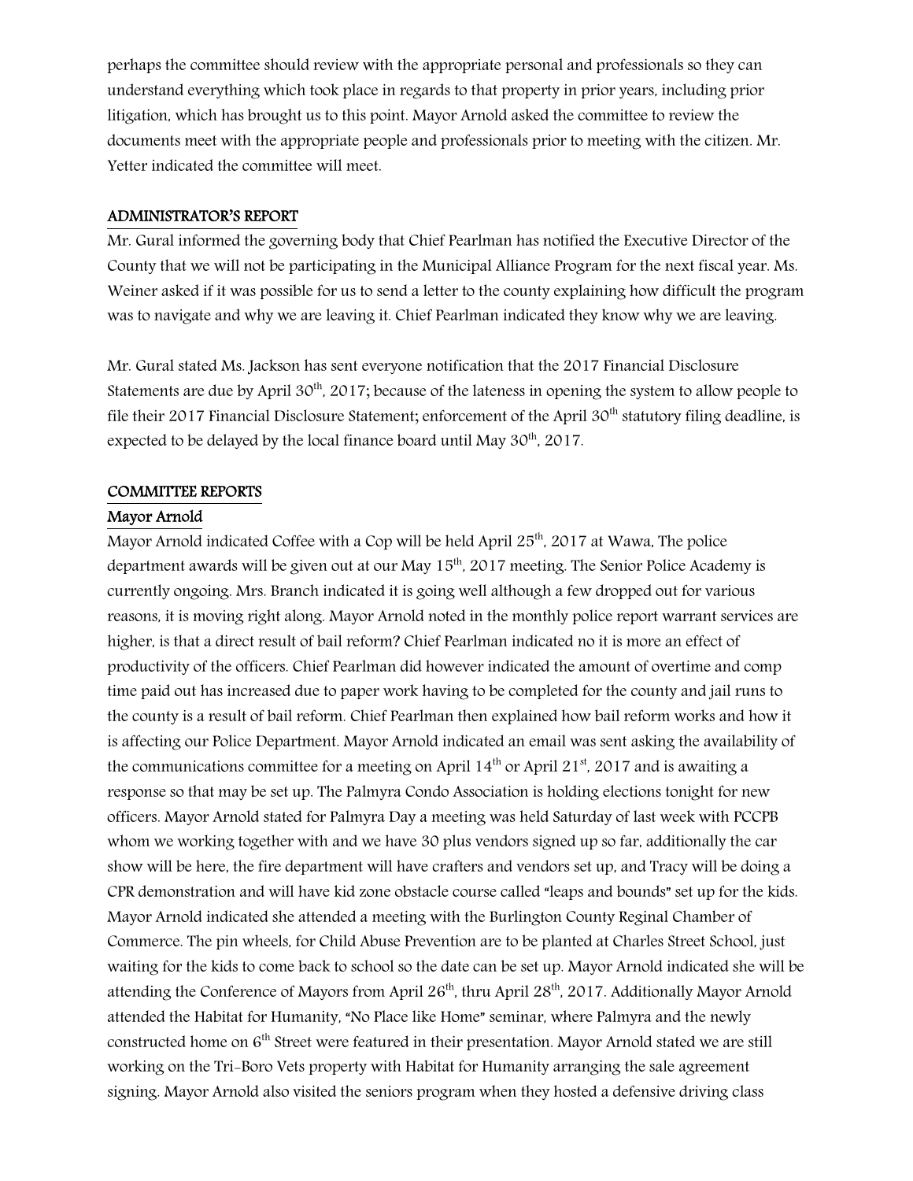perhaps the committee should review with the appropriate personal and professionals so they can understand everything which took place in regards to that property in prior years, including prior litigation, which has brought us to this point. Mayor Arnold asked the committee to review the documents meet with the appropriate people and professionals prior to meeting with the citizen. Mr. Yetter indicated the committee will meet.

## ADMINISTRATOR'S REPORT

Mr. Gural informed the governing body that Chief Pearlman has notified the Executive Director of the County that we will not be participating in the Municipal Alliance Program for the next fiscal year. Ms. Weiner asked if it was possible for us to send a letter to the county explaining how difficult the program was to navigate and why we are leaving it. Chief Pearlman indicated they know why we are leaving.

Mr. Gural stated Ms. Jackson has sent everyone notification that the 2017 Financial Disclosure Statements are due by April 30th, 2017; because of the lateness in opening the system to allow people to file their 2017 Financial Disclosure Statement; enforcement of the April 30th statutory filing deadline, is expected to be delayed by the local finance board until May 30th, 2017.

## COMMITTEE REPORTS

### Mayor Arnold

Mayor Arnold indicated Coffee with a Cop will be held April 25th, 2017 at Wawa, The police department awards will be given out at our May 15th, 2017 meeting. The Senior Police Academy is currently ongoing. Mrs. Branch indicated it is going well although a few dropped out for various reasons, it is moving right along. Mayor Arnold noted in the monthly police report warrant services are higher, is that a direct result of bail reform? Chief Pearlman indicated no it is more an effect of productivity of the officers. Chief Pearlman did however indicated the amount of overtime and comp time paid out has increased due to paper work having to be completed for the county and jail runs to the county is a result of bail reform. Chief Pearlman then explained how bail reform works and how it is affecting our Police Department. Mayor Arnold indicated an email was sent asking the availability of the communications committee for a meeting on April 14th or April 21st, 2017 and is awaiting a response so that may be set up. The Palmyra Condo Association is holding elections tonight for new officers. Mayor Arnold stated for Palmyra Day a meeting was held Saturday of last week with PCCPB whom we working together with and we have 30 plus vendors signed up so far, additionally the car show will be here, the fire department will have crafters and vendors set up, and Tracy will be doing a CPR demonstration and will have kid zone obstacle course called "leaps and bounds" set up for the kids. Mayor Arnold indicated she attended a meeting with the Burlington County Reginal Chamber of Commerce. The pin wheels, for Child Abuse Prevention are to be planted at Charles Street School, just waiting for the kids to come back to school so the date can be set up. Mayor Arnold indicated she will be attending the Conference of Mayors from April 26th, thru April 28th, 2017. Additionally Mayor Arnold attended the Habitat for Humanity, "No Place like Home" seminar, where Palmyra and the newly constructed home on 6th Street were featured in their presentation. Mayor Arnold stated we are still working on the Tri-Boro Vets property with Habitat for Humanity arranging the sale agreement signing. Mayor Arnold also visited the seniors program when they hosted a defensive driving class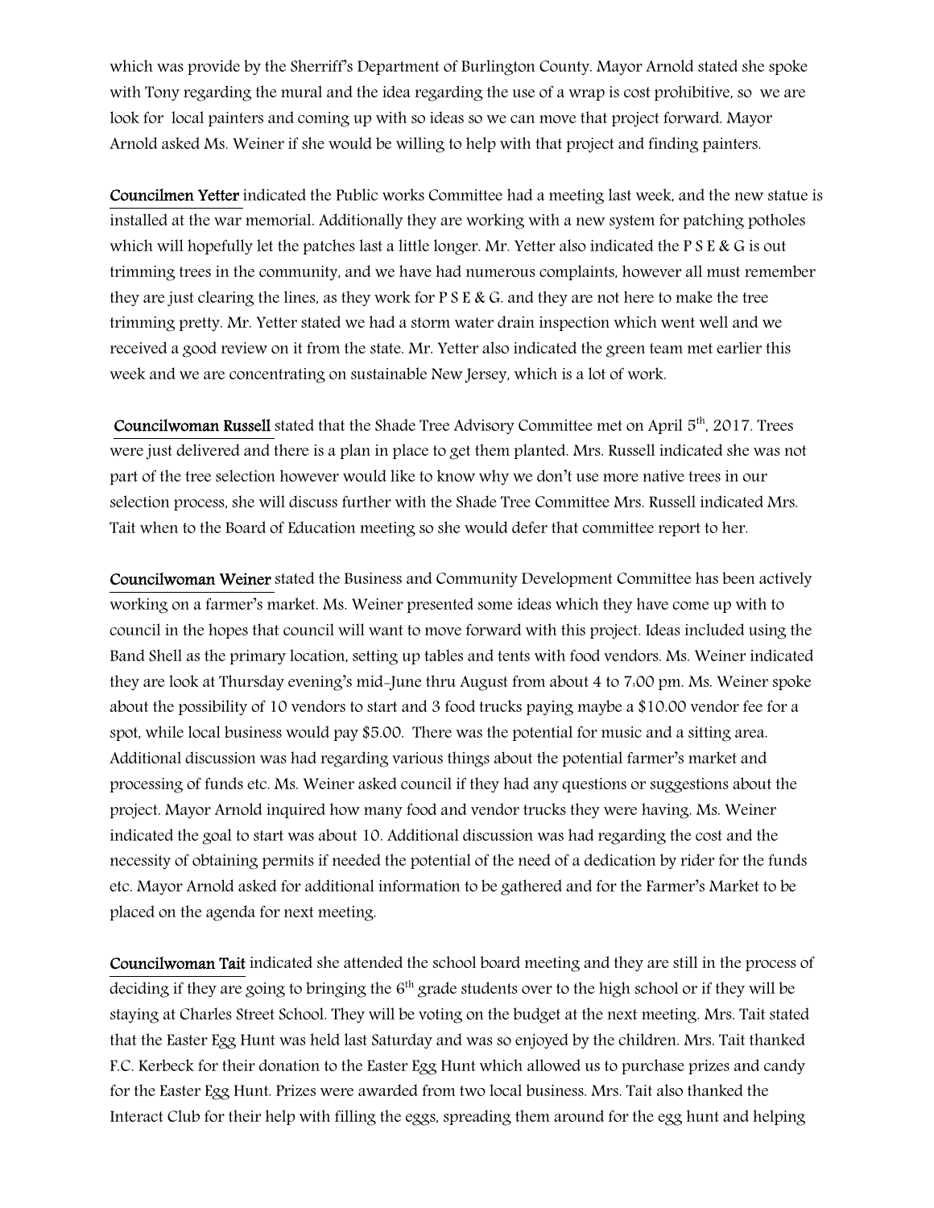which was provide by the Sherriff's Department of Burlington County. Mayor Arnold stated she spoke with Tony regarding the mural and the idea regarding the use of a wrap is cost prohibitive, so we are look for local painters and coming up with so ideas so we can move that project forward. Mayor Arnold asked Ms. Weiner if she would be willing to help with that project and finding painters.

**Councilmen Yetter** indicated the Public works Committee had a meeting last week, and the new statue is installed at the war memorial. Additionally they are working with a new system for patching potholes which will hopefully let the patches last a little longer. Mr. Yetter also indicated the P S E & G is out trimming trees in the community, and we have had numerous complaints, however all must remember they are just clearing the lines, as they work for P S E & G. and they are not here to make the tree trimming pretty. Mr. Yetter stated we had a storm water drain inspection which went well and we received a good review on it from the state. Mr. Yetter also indicated the green team met earlier this week and we are concentrating on sustainable New Jersey, which is a lot of work.

**Councilwoman Russell** stated that the Shade Tree Advisory Committee met on April 5th, 2017. Trees were just delivered and there is a plan in place to get them planted. Mrs. Russell indicated she was not part of the tree selection however would like to know why we don't use more native trees in our selection process, she will discuss further with the Shade Tree Committee Mrs. Russell indicated Mrs. Tait when to the Board of Education meeting so she would defer that committee report to her.

**Councilwoman Weiner** stated the Business and Community Development Committee has been actively working on a farmer's market. Ms. Weiner presented some ideas which they have come up with to council in the hopes that council will want to move forward with this project. Ideas included using the Band Shell as the primary location, setting up tables and tents with food vendors. Ms. Weiner indicated they are look at Thursday evening's mid-June thru August from about 4 to 7:00 pm. Ms. Weiner spoke about the possibility of 10 vendors to start and 3 food trucks paying maybe a $10.00 vendor fee for a spot, while local business would pay $5.00. There was the potential for music and a sitting area. Additional discussion was had regarding various things about the potential farmer's market and processing of funds etc. Ms. Weiner asked council if they had any questions or suggestions about the project. Mayor Arnold inquired how many food and vendor trucks they were having. Ms. Weiner indicated the goal to start was about 10. Additional discussion was had regarding the cost and the necessity of obtaining permits if needed the potential of the need of a dedication by rider for the funds etc. Mayor Arnold asked for additional information to be gathered and for the Farmer's Market to be placed on the agenda for next meeting.

**Councilwoman Tait** indicated she attended the school board meeting and they are still in the process of deciding if they are going to bringing the 6th grade students over to the high school or if they will be staying at Charles Street School. They will be voting on the budget at the next meeting. Mrs. Tait stated that the Easter Egg Hunt was held last Saturday and was so enjoyed by the children. Mrs. Tait thanked F.C. Kerbeck for their donation to the Easter Egg Hunt which allowed us to purchase prizes and candy for the Easter Egg Hunt. Prizes were awarded from two local business. Mrs. Tait also thanked the Interact Club for their help with filling the eggs, spreading them around for the egg hunt and helping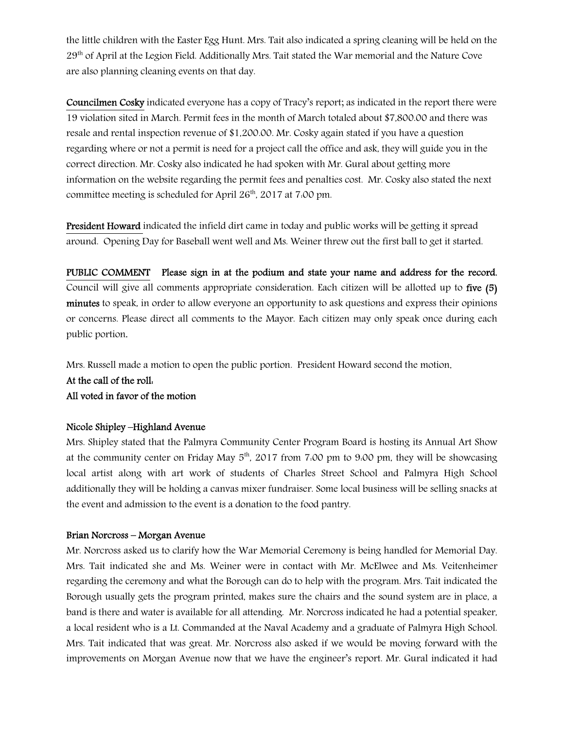the little children with the Easter Egg Hunt. Mrs. Tait also indicated a spring cleaning will be held on the 29th of April at the Legion Field. Additionally Mrs. Tait stated the War memorial and the Nature Cove are also planning cleaning events on that day.

**Councilmen Cosky** indicated everyone has a copy of Tracy's report; as indicated in the report there were 19 violation sited in March. Permit fees in the month of March totaled about $7,800.00 and there was resale and rental inspection revenue of $1,200.00. Mr. Cosky again stated if you have a question regarding where or not a permit is need for a project call the office and ask, they will guide you in the correct direction. Mr. Cosky also indicated he had spoken with Mr. Gural about getting more information on the website regarding the permit fees and penalties cost. Mr. Cosky also stated the next committee meeting is scheduled for April 26th, 2017 at 7:00 pm.

**President Howard** indicated the infield dirt came in today and public works will be getting it spread around. Opening Day for Baseball went well and Ms. Weiner threw out the first ball to get it started.

**PUBLIC COMMENT Please sign in at the podium and state your name and address for the record.** Council will give all comments appropriate consideration. Each citizen will be allotted up to **five (5) minutes** to speak, in order to allow everyone an opportunity to ask questions and express their opinions or concerns. Please direct all comments to the Mayor. Each citizen may only speak once during each public portion.

Mrs. Russell made a motion to open the public portion. President Howard second the motion.
**At the call of the roll:**
**All voted in favor of the motion**

**Nicole Shipley –Highland Avenue**
Mrs. Shipley stated that the Palmyra Community Center Program Board is hosting its Annual Art Show at the community center on Friday May 5th, 2017 from 7:00 pm to 9:00 pm, they will be showcasing local artist along with art work of students of Charles Street School and Palmyra High School additionally they will be holding a canvas mixer fundraiser. Some local business will be selling snacks at the event and admission to the event is a donation to the food pantry.

**Brian Norcross – Morgan Avenue**
Mr. Norcross asked us to clarify how the War Memorial Ceremony is being handled for Memorial Day. Mrs. Tait indicated she and Ms. Weiner were in contact with Mr. McElwee and Ms. Veitenheimer regarding the ceremony and what the Borough can do to help with the program. Mrs. Tait indicated the Borough usually gets the program printed, makes sure the chairs and the sound system are in place, a band is there and water is available for all attending. Mr. Norcross indicated he had a potential speaker, a local resident who is a Lt. Commanded at the Naval Academy and a graduate of Palmyra High School. Mrs. Tait indicated that was great. Mr. Norcross also asked if we would be moving forward with the improvements on Morgan Avenue now that we have the engineer's report. Mr. Gural indicated it had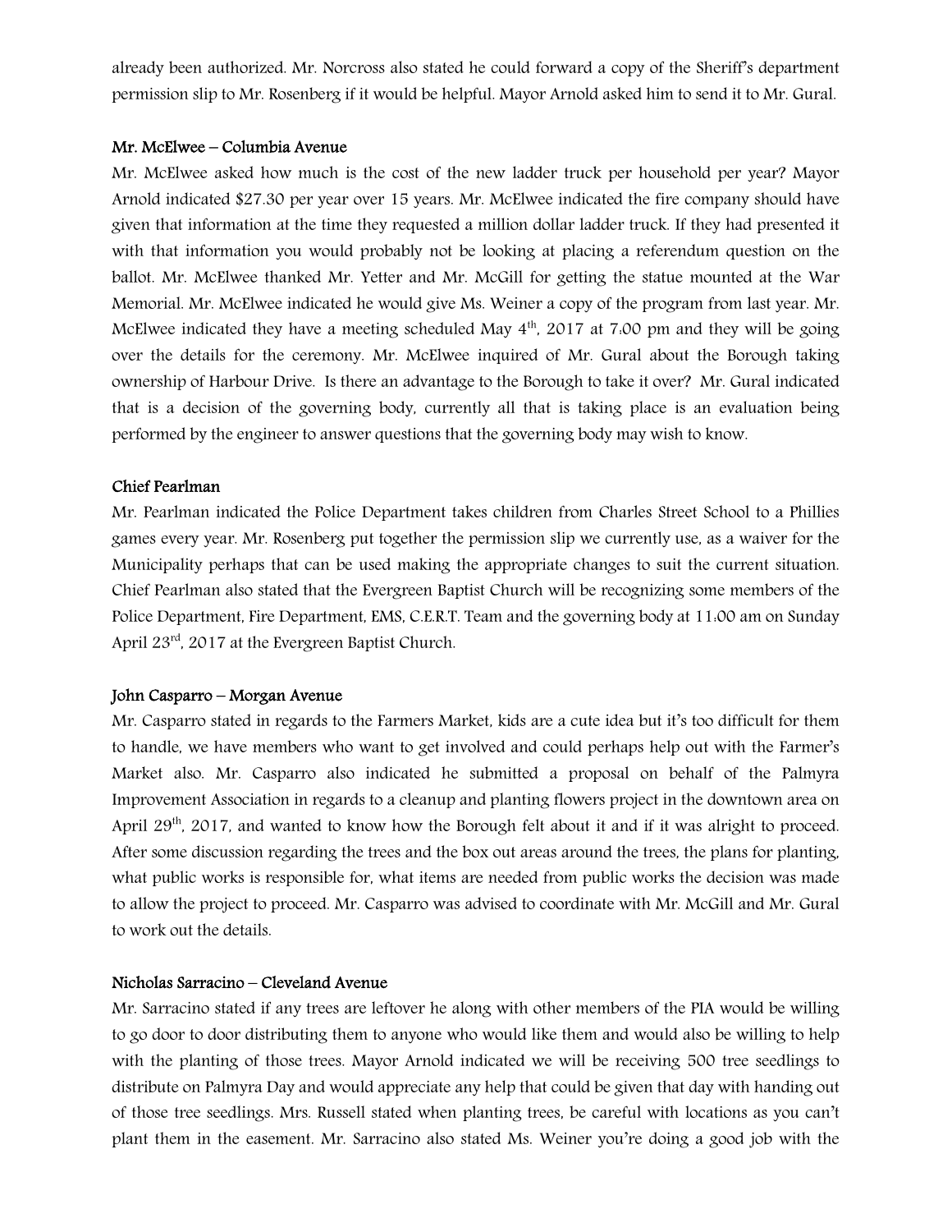already been authorized. Mr. Norcross also stated he could forward a copy of the Sheriff's department permission slip to Mr. Rosenberg if it would be helpful. Mayor Arnold asked him to send it to Mr. Gural.

**Mr. McElwee – Columbia Avenue**

Mr. McElwee asked how much is the cost of the new ladder truck per household per year? Mayor Arnold indicated $27.30 per year over 15 years. Mr. McElwee indicated the fire company should have given that information at the time they requested a million dollar ladder truck. If they had presented it with that information you would probably not be looking at placing a referendum question on the ballot. Mr. McElwee thanked Mr. Yetter and Mr. McGill for getting the statue mounted at the War Memorial. Mr. McElwee indicated he would give Ms. Weiner a copy of the program from last year. Mr. McElwee indicated they have a meeting scheduled May 4th, 2017 at 7:00 pm and they will be going over the details for the ceremony. Mr. McElwee inquired of Mr. Gural about the Borough taking ownership of Harbour Drive. Is there an advantage to the Borough to take it over? Mr. Gural indicated that is a decision of the governing body, currently all that is taking place is an evaluation being performed by the engineer to answer questions that the governing body may wish to know.

**Chief Pearlman**

Mr. Pearlman indicated the Police Department takes children from Charles Street School to a Phillies games every year. Mr. Rosenberg put together the permission slip we currently use, as a waiver for the Municipality perhaps that can be used making the appropriate changes to suit the current situation. Chief Pearlman also stated that the Evergreen Baptist Church will be recognizing some members of the Police Department, Fire Department, EMS, C.E.R.T. Team and the governing body at 11:00 am on Sunday April 23rd, 2017 at the Evergreen Baptist Church.

**John Casparro – Morgan Avenue**

Mr. Casparro stated in regards to the Farmers Market, kids are a cute idea but it's too difficult for them to handle, we have members who want to get involved and could perhaps help out with the Farmer's Market also. Mr. Casparro also indicated he submitted a proposal on behalf of the Palmyra Improvement Association in regards to a cleanup and planting flowers project in the downtown area on April 29th, 2017, and wanted to know how the Borough felt about it and if it was alright to proceed. After some discussion regarding the trees and the box out areas around the trees, the plans for planting, what public works is responsible for, what items are needed from public works the decision was made to allow the project to proceed. Mr. Casparro was advised to coordinate with Mr. McGill and Mr. Gural to work out the details.

**Nicholas Sarracino – Cleveland Avenue**

Mr. Sarracino stated if any trees are leftover he along with other members of the PIA would be willing to go door to door distributing them to anyone who would like them and would also be willing to help with the planting of those trees. Mayor Arnold indicated we will be receiving 500 tree seedlings to distribute on Palmyra Day and would appreciate any help that could be given that day with handing out of those tree seedlings. Mrs. Russell stated when planting trees, be careful with locations as you can't plant them in the easement. Mr. Sarracino also stated Ms. Weiner you're doing a good job with the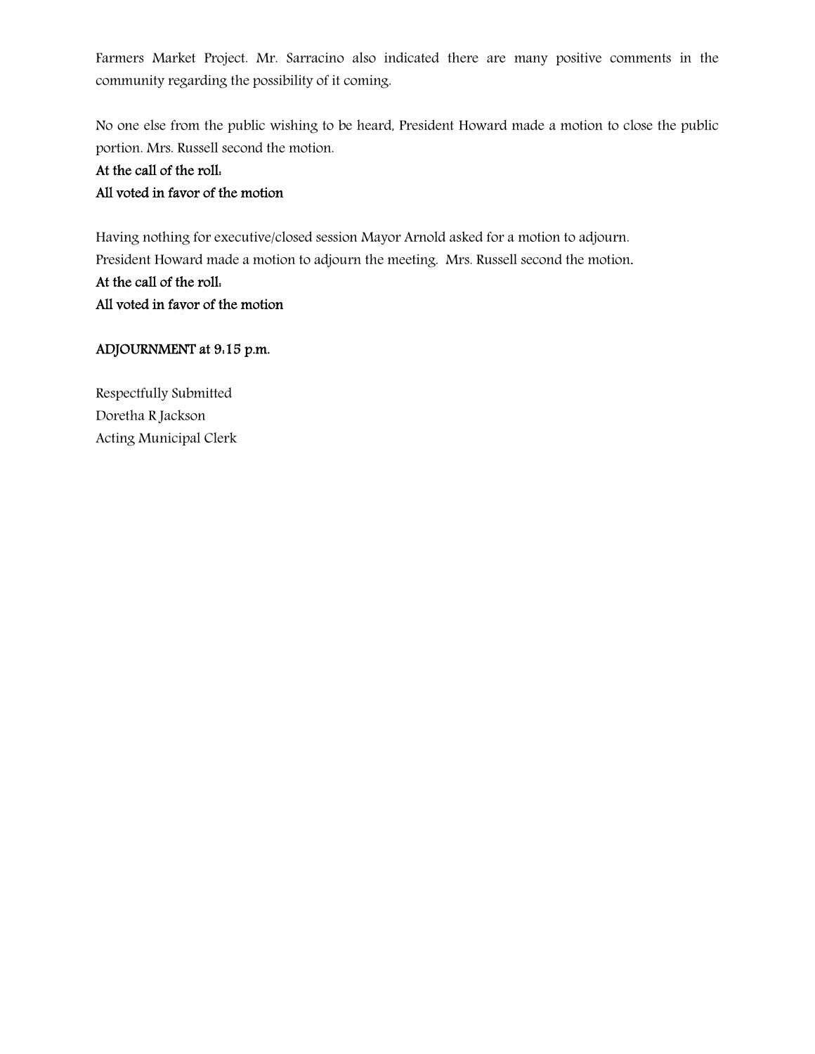Farmers Market Project. Mr. Sarracino also indicated there are many positive comments in the community regarding the possibility of it coming.

No one else from the public wishing to be heard, President Howard made a motion to close the public portion. Mrs. Russell second the motion.

**At the call of the roll:**
**All voted in favor of the motion**

Having nothing for executive/closed session Mayor Arnold asked for a motion to adjourn.
President Howard made a motion to adjourn the meeting. Mrs. Russell second the motion.

**At the call of the roll:**
**All voted in favor of the motion**

**ADJOURNMENT at 9:15 p.m.**

Respectfully Submitted
Doretha R Jackson
Acting Municipal Clerk